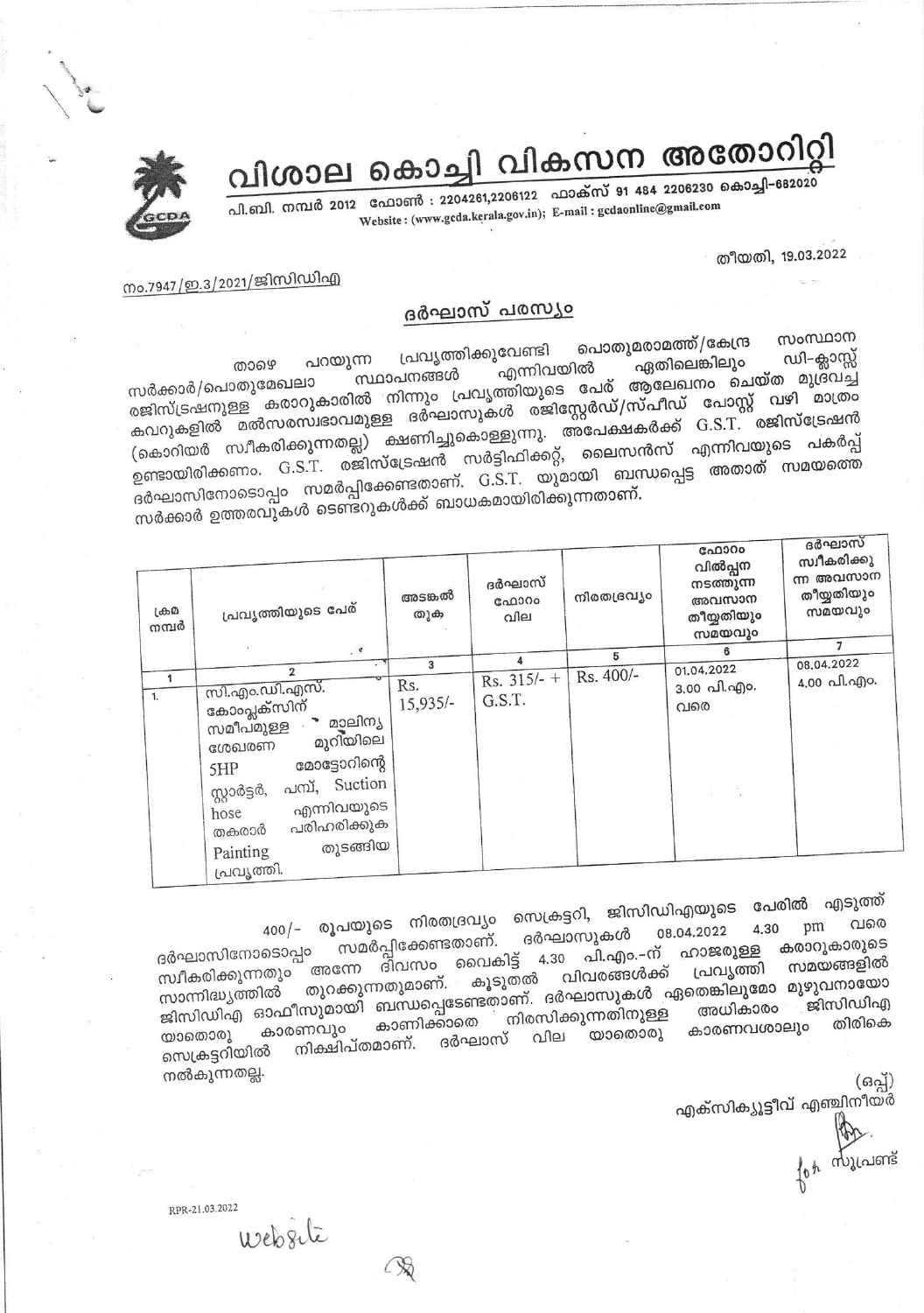# വിശാല കൊച്ചി വികസന അതോറിറ്റി

പി.ബി. നമ്പർ 2012 ഫോൺ : 2204261,2206122 ഫാക്സ് 91 484 2206230 കൊച്ചി-682020

Website : (www.gcda.kerala.gov.in); E-mail : gcdaonline@gmail.com

തീയതി, 19.03.2022

നം.7947/ഇ.3/2021/ജിസിഡിഎ

## ദർഘാസ് പരസ്യം

താഴെ പറയുന്ന പ്രവൃത്തിക്കുവേണ്ടി പൊതുമരാമത്ത്/കേന്ദ്ര സംസ്ഥാന സർക്കാർ/പൊതുമേഖലാ സ്ഥാപനങ്ങൾ എന്നിവയിൽ ഏതിലെങ്കിലും ഡി-ക്ലാസ്സ് രജിസ്ട്രേഷനുള്ള കരാറുകാരിൽ നിന്നും പ്രവൃത്തിയുടെ പേര് ആലേഖനം ചെയ്ത മുദ്രവച്ച കവറുകളിൽ മൽസരസ്വഭാവമുള്ള ദർഘാസുകൾ രജിസ്റ്റേർഡ്/സ്പീഡ് പോസ്റ്റ് വഴി മാത്രം (കൊറിയർ സ്വീകരിക്കുന്നതല്ല) ക്ഷണിച്ചുകൊള്ളുന്നു. അപേക്ഷകർക്ക് G.S.T. രജിസ്ട്രേഷൻ ഉണ്ടായിരിക്കണം. G.S.T. രജിസ്ട്രേഷൻ സർട്ടിഫിക്കറ്റ്, ലൈസൻസ് എന്നിവയുടെ പകർപ്പ് ദർഘാസിനോടൊപ്പം സമർപ്പിക്കേണ്ടതാണ്. G.S.T. യുമായി ബന്ധപ്പെട്ട അതാത് സമയത്തെ സർക്കാർ ഉത്തരവുകൾ ടെണ്ടറുകൾക്ക് ബാധകമായിരിക്കുന്നതാണ്.

| ക്രമ നമ്പർ | പ്രവൃത്തിയുടെ പേര് | അടങ്കൽ തുക | ദർഘാസ് ഫോറം വില | നിരതദ്രവ്യം | ഫോറം വിൽപ്പന നടത്തുന്ന അവസാന തീയ്യതിയും സമയവും | ദർഘാസ് സ്വീകരിക്കുന്ന അവസാന തീയ്യതിയും സമയവും |
|---|---|---|---|---|---|---|
| 1 | 2 | 3 | 4 | 5 | 6 | 7 |
| 1. | സി.എം.ഡി.എസ്. കോംപ്ലക്സിന് സമീപമുള്ള മാലിന്യ ശേഖരണ മുറിയിലെ 5HP മോട്ടോറിന്റെ സ്റ്റാർട്ടർ, പമ്പ്, Suction hose എന്നിവയുടെ തകരാർ പരിഹരിക്കുക Painting തുടങ്ങിയ പ്രവൃത്തി. | Rs. 15,935/- | Rs. 315/- + G.S.T. | Rs. 400/- | 01.04.2022 3.00 പി.എം. വരെ | 08.04.2022 4.00 പി.എം. |

400/- രൂപയുടെ നിരതദ്രവ്യം സെക്രട്ടറി, ജിസിഡിഎയുടെ പേരിൽ എടുത്ത് ദർഘാസിനോടൊപ്പം സമർപ്പിക്കേണ്ടതാണ്. ദർഘാസുകൾ 08.04.2022 4.30 pm വരെ സ്വീകരിക്കുന്നതും അന്നേ ദിവസം വൈകിട്ട് 4.30 പി.എം.-ന് ഹാജരുള്ള കരാറുകാരുടെ സാന്നിദ്ധ്യത്തിൽ തുറക്കുന്നതുമാണ്. കൂടുതൽ വിവരങ്ങൾക്ക് പ്രവൃത്തി സമയങ്ങളിൽ ജിസിഡിഎ ഓഫീസുമായി ബന്ധപ്പെടേണ്ടതാണ്. ദർഘാസുകൾ ഏതെങ്കിലുമോ മുഴുവനായോ യാതൊരു കാരണവും കാണിക്കാതെ നിരസിക്കുന്നതിനുള്ള അധികാരം ജിസിഡിഎ സെക്രട്ടറിയിൽ നിക്ഷിപ്തമാണ്. ദർഘാസ് വില യാതൊരു കാരണവശാലും തിരികെ നൽകുന്നതല്ല.

(ഒപ്പ്)
എക്സിക്യൂട്ടീവ് എഞ്ചിനീയർ

for സൂപ്രണ്ട്

RPR-21.03.2022

Website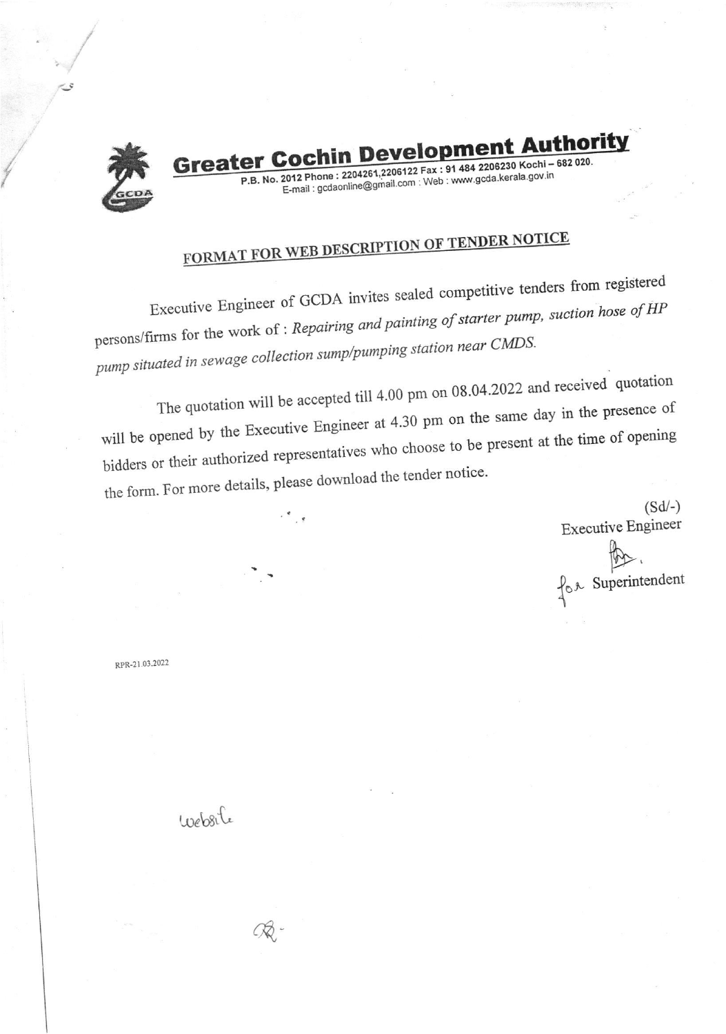# Greater Cochin Development Authority

P.B. No. 2012 Phone : 2204261,2206122 Fax : 91 484 2206230 Kochi – 682 020.
E-mail : gcdaonline@gmail.com : Web : www.gcda.kerala.gov.in

## FORMAT FOR WEB DESCRIPTION OF TENDER NOTICE

Executive Engineer of GCDA invites sealed competitive tenders from registered persons/firms for the work of : *Repairing and painting of starter pump, suction hose of HP pump situated in sewage collection sump/pumping station near CMDS.*

The quotation will be accepted till 4.00 pm on 08.04.2022 and received quotation will be opened by the Executive Engineer at 4.30 pm on the same day in the presence of bidders or their authorized representatives who choose to be present at the time of opening the form. For more details, please download the tender notice.

(Sd/-)
Executive Engineer

for Superintendent

RPR-21.03.2022

website